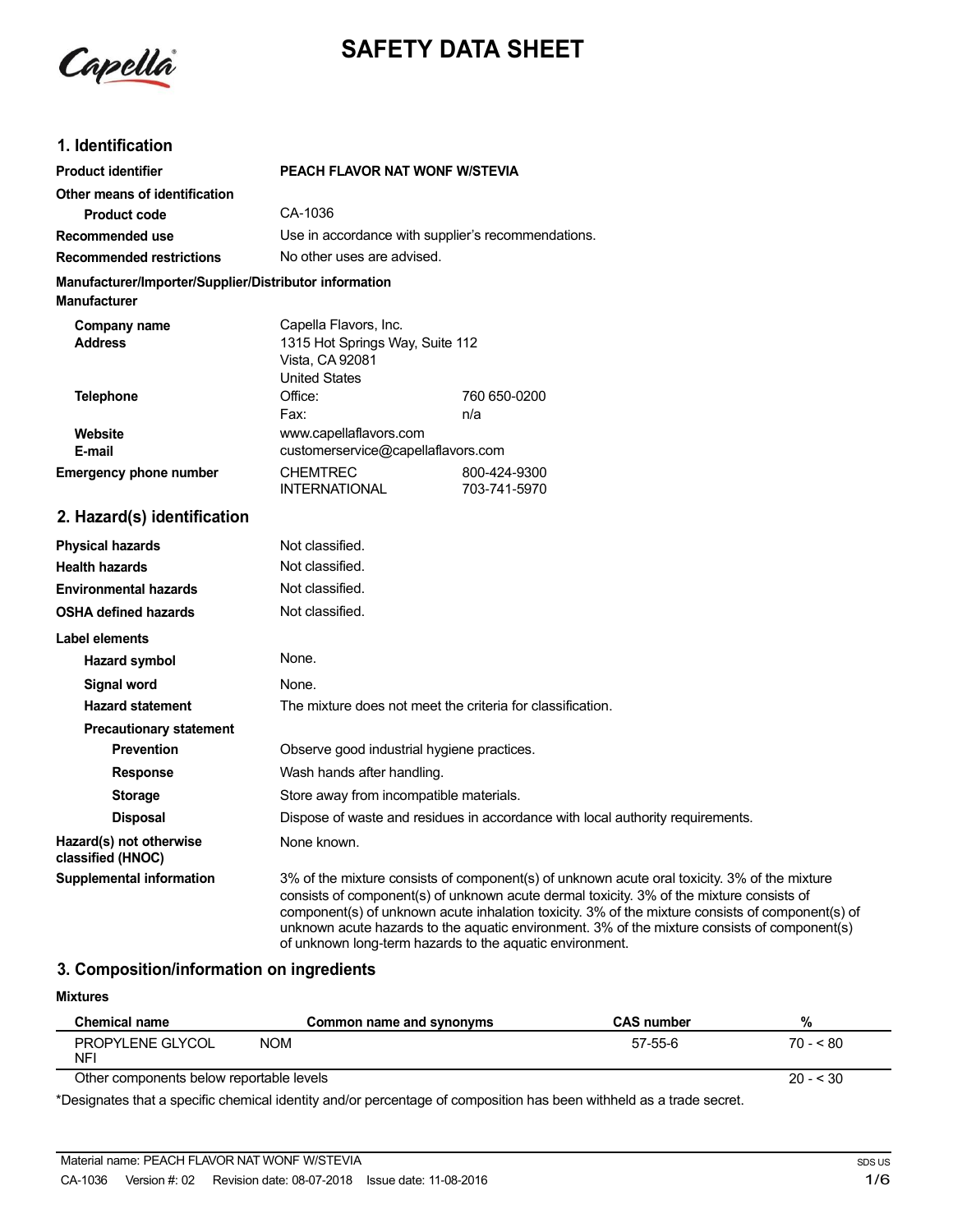# SAFETY DATA SHEET

## 1. Identification

| | |
|---|---|
| **Product identifier** | **PEACH FLAVOR NAT WONF W/STEVIA** |
| **Other means of identification** | |
| **Product code** | CA-1036 |
| **Recommended use** | Use in accordance with supplier's recommendations. |
| **Recommended restrictions** | No other uses are advised. |

**Manufacturer/Importer/Supplier/Distributor information**

**Manufacturer**

| | | |
|---|---|---|
| **Company name** | Capella Flavors, Inc. | |
| **Address** | 1315 Hot Springs Way, Suite 112<br>Vista, CA 92081<br>United States | |
| **Telephone** | Office: | 760 650-0200 |
| | Fax: | n/a |
| **Website** | www.capellaflavors.com | |
| **E-mail** | customerservice@capellaflavors.com | |
| **Emergency phone number** | CHEMTREC | 800-424-9300 |
| | INTERNATIONAL | 703-741-5970 |

## 2. Hazard(s) identification

| | |
|---|---|
| **Physical hazards** | Not classified. |
| **Health hazards** | Not classified. |
| **Environmental hazards** | Not classified. |
| **OSHA defined hazards** | Not classified. |

**Label elements**

| | |
|---|---|
| **Hazard symbol** | None. |
| **Signal word** | None. |
| **Hazard statement** | The mixture does not meet the criteria for classification. |
| **Precautionary statement** | |
| **Prevention** | Observe good industrial hygiene practices. |
| **Response** | Wash hands after handling. |
| **Storage** | Store away from incompatible materials. |
| **Disposal** | Dispose of waste and residues in accordance with local authority requirements. |
| **Hazard(s) not otherwise classified (HNOC)** | None known. |
| **Supplemental information** | 3% of the mixture consists of component(s) of unknown acute oral toxicity. 3% of the mixture consists of component(s) of unknown acute dermal toxicity. 3% of the mixture consists of component(s) of unknown acute inhalation toxicity. 3% of the mixture consists of component(s) of unknown acute hazards to the aquatic environment. 3% of the mixture consists of component(s) of unknown long-term hazards to the aquatic environment. |

## 3. Composition/information on ingredients

**Mixtures**

| Chemical name | Common name and synonyms | CAS number | % |
|---|---|---|---|
| PROPYLENE GLYCOL NFI | NOM | 57-55-6 | 70 - < 80 |
| Other components below reportable levels | | | 20 - < 30 |

*Designates that a specific chemical identity and/or percentage of composition has been withheld as a trade secret.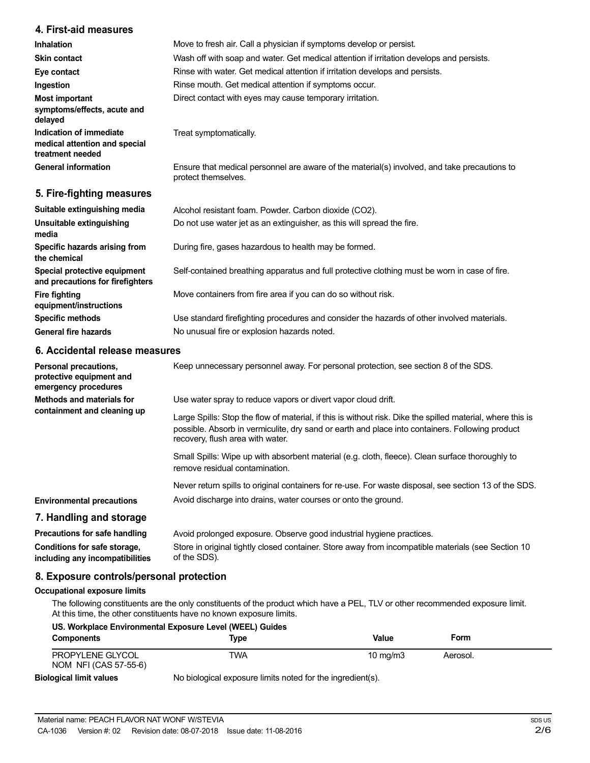## 4. First-aid measures

| | |
|---|---|
| **Inhalation** | Move to fresh air. Call a physician if symptoms develop or persist. |
| **Skin contact** | Wash off with soap and water. Get medical attention if irritation develops and persists. |
| **Eye contact** | Rinse with water. Get medical attention if irritation develops and persists. |
| **Ingestion** | Rinse mouth. Get medical attention if symptoms occur. |
| **Most important symptoms/effects, acute and delayed** | Direct contact with eyes may cause temporary irritation. |
| **Indication of immediate medical attention and special treatment needed** | Treat symptomatically. |
| **General information** | Ensure that medical personnel are aware of the material(s) involved, and take precautions to protect themselves. |

## 5. Fire-fighting measures

| | |
|---|---|
| **Suitable extinguishing media** | Alcohol resistant foam. Powder. Carbon dioxide ($CO_2$). |
| **Unsuitable extinguishing media** | Do not use water jet as an extinguisher, as this will spread the fire. |
| **Specific hazards arising from the chemical** | During fire, gases hazardous to health may be formed. |
| **Special protective equipment and precautions for firefighters** | Self-contained breathing apparatus and full protective clothing must be worn in case of fire. |
| **Fire fighting equipment/instructions** | Move containers from fire area if you can do so without risk. |
| **Specific methods** | Use standard firefighting procedures and consider the hazards of other involved materials. |
| **General fire hazards** | No unusual fire or explosion hazards noted. |

## 6. Accidental release measures

**Personal precautions, protective equipment and emergency procedures**
Keep unnecessary personnel away. For personal protection, see section 8 of the SDS.

**Methods and materials for containment and cleaning up**
Use water spray to reduce vapors or divert vapor cloud drift.

Large Spills: Stop the flow of material, if this is without risk. Dike the spilled material, where this is possible. Absorb in vermiculite, dry sand or earth and place into containers. Following product recovery, flush area with water.

Small Spills: Wipe up with absorbent material (e.g. cloth, fleece). Clean surface thoroughly to remove residual contamination.

Never return spills to original containers for re-use. For waste disposal, see section 13 of the SDS.

**Environmental precautions**
Avoid discharge into drains, water courses or onto the ground.

## 7. Handling and storage

| | |
|---|---|
| **Precautions for safe handling** | Avoid prolonged exposure. Observe good industrial hygiene practices. |
| **Conditions for safe storage, including any incompatibilities** | Store in original tightly closed container. Store away from incompatible materials (see Section 10 of the SDS). |

## 8. Exposure controls/personal protection

### Occupational exposure limits

The following constituents are the only constituents of the product which have a PEL, TLV or other recommended exposure limit. At this time, the other constituents have no known exposure limits.

**US. Workplace Environmental Exposure Level (WEEL) Guides**

| Components | Type | Value | Form |
|---|---|---|---|
| PROPYLENE GLYCOL NOM NFI (CAS 57-55-6) | TWA | 10 mg/m3 | Aerosol. |

**Biological limit values**
No biological exposure limits noted for the ingredient(s).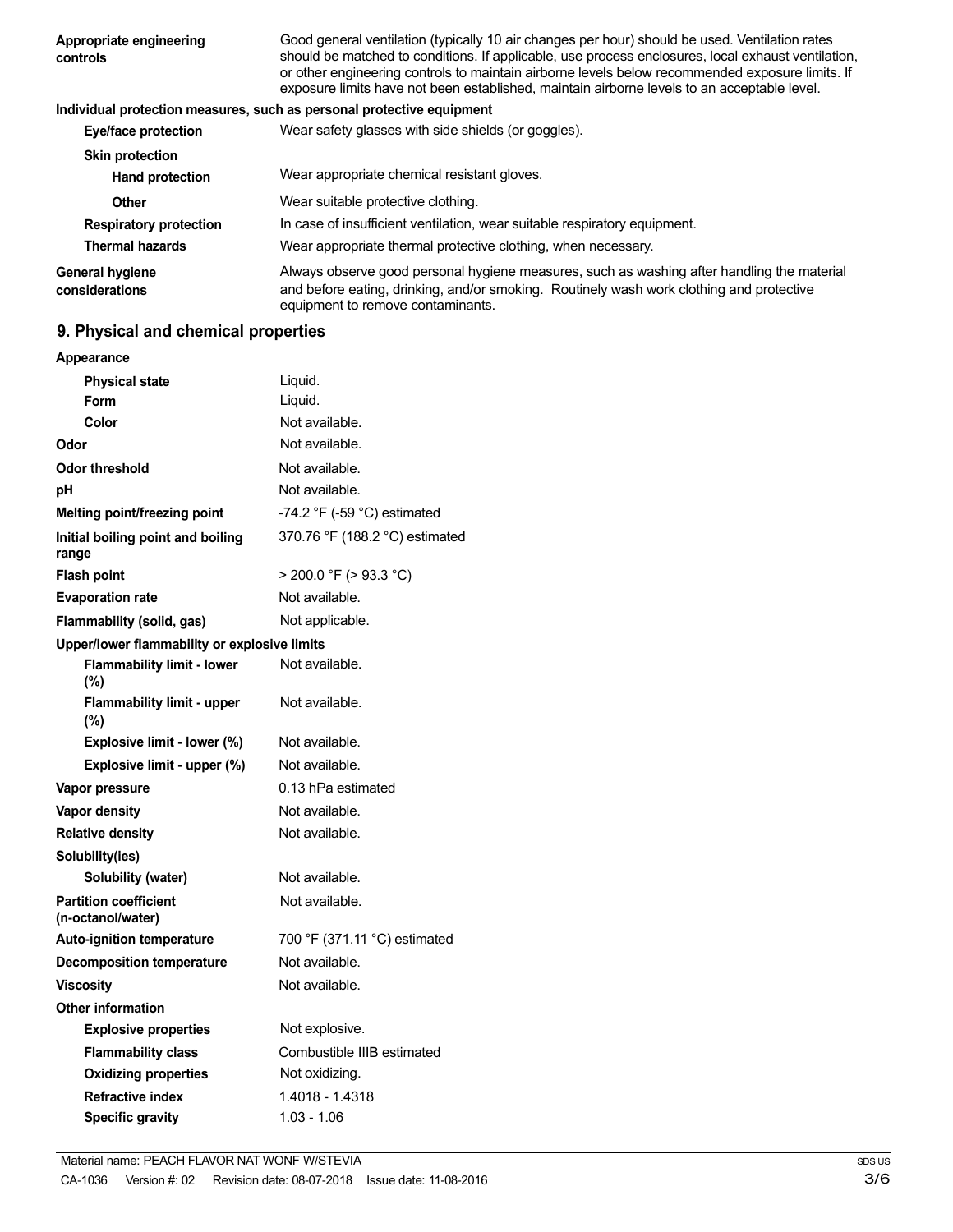| | |
|---|---|
| **Appropriate engineering controls** | Good general ventilation (typically 10 air changes per hour) should be used. Ventilation rates should be matched to conditions. If applicable, use process enclosures, local exhaust ventilation, or other engineering controls to maintain airborne levels below recommended exposure limits. If exposure limits have not been established, maintain airborne levels to an acceptable level. |

**Individual protection measures, such as personal protective equipment**

| | |
|---|---|
| **Eye/face protection** | Wear safety glasses with side shields (or goggles). |
| **Skin protection** | |
| **Hand protection** | Wear appropriate chemical resistant gloves. |
| **Other** | Wear suitable protective clothing. |
| **Respiratory protection** | In case of insufficient ventilation, wear suitable respiratory equipment. |
| **Thermal hazards** | Wear appropriate thermal protective clothing, when necessary. |
| **General hygiene considerations** | Always observe good personal hygiene measures, such as washing after handling the material and before eating, drinking, and/or smoking. Routinely wash work clothing and protective equipment to remove contaminants. |

## 9. Physical and chemical properties

| | |
|---|---|
| **Appearance** | |
| **Physical state** | Liquid. |
| **Form** | Liquid. |
| **Color** | Not available. |
| **Odor** | Not available. |
| **Odor threshold** | Not available. |
| **pH** | Not available. |
| **Melting point/freezing point** | -74.2 °F (-59 °C) estimated |
| **Initial boiling point and boiling range** | 370.76 °F (188.2 °C) estimated |
| **Flash point** | > 200.0 °F (> 93.3 °C) |
| **Evaporation rate** | Not available. |
| **Flammability (solid, gas)** | Not applicable. |
| **Upper/lower flammability or explosive limits** | |
| **Flammability limit - lower (%)** | Not available. |
| **Flammability limit - upper (%)** | Not available. |
| **Explosive limit - lower (%)** | Not available. |
| **Explosive limit - upper (%)** | Not available. |
| **Vapor pressure** | 0.13 hPa estimated |
| **Vapor density** | Not available. |
| **Relative density** | Not available. |
| **Solubility(ies)** | |
| **Solubility (water)** | Not available. |
| **Partition coefficient (n-octanol/water)** | Not available. |
| **Auto-ignition temperature** | 700 °F (371.11 °C) estimated |
| **Decomposition temperature** | Not available. |
| **Viscosity** | Not available. |
| **Other information** | |
| **Explosive properties** | Not explosive. |
| **Flammability class** | Combustible IIIB estimated |
| **Oxidizing properties** | Not oxidizing. |
| **Refractive index** | 1.4018 - 1.4318 |
| **Specific gravity** | 1.03 - 1.06 |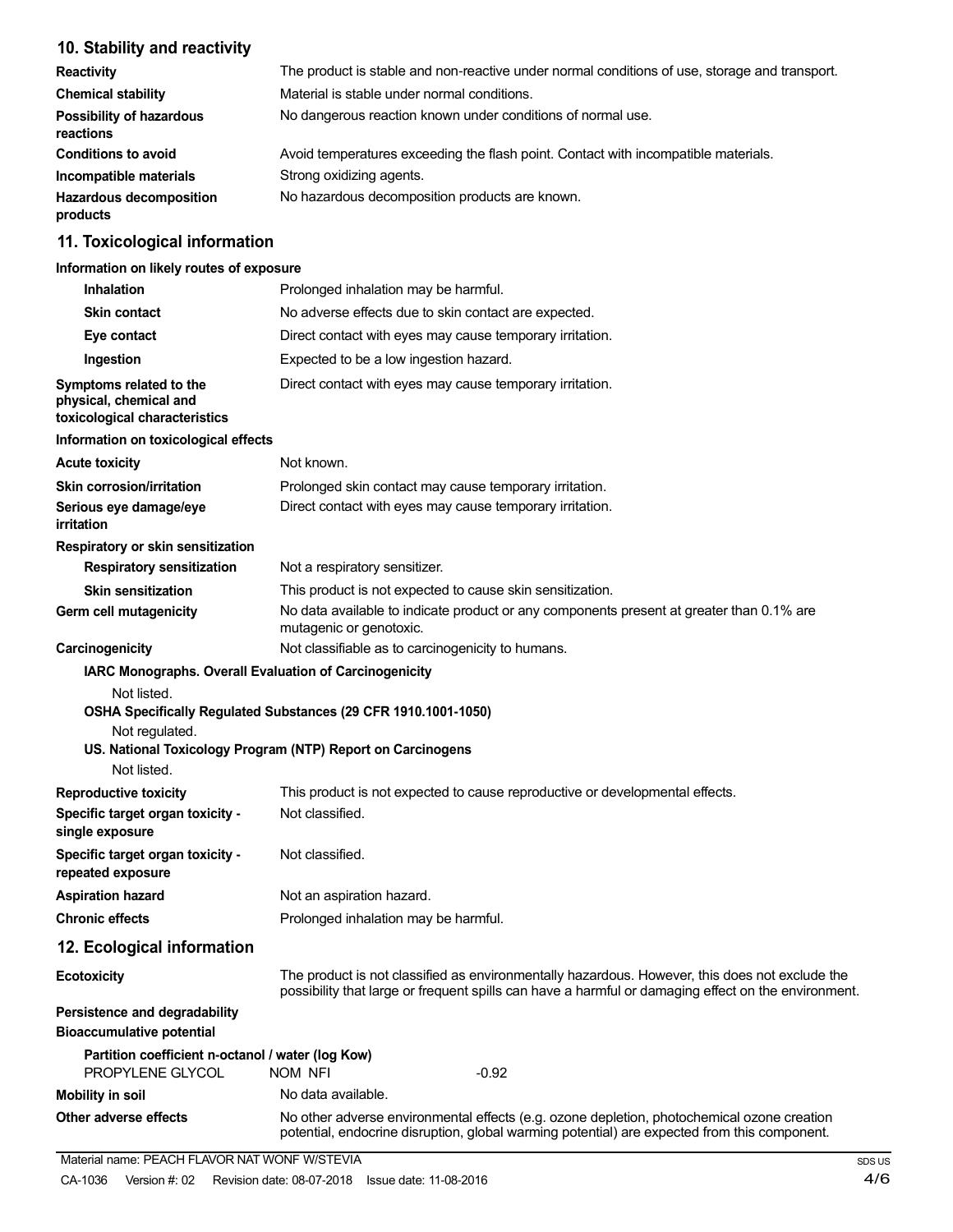## 10. Stability and reactivity

| | |
|---|---|
| **Reactivity** | The product is stable and non-reactive under normal conditions of use, storage and transport. |
| **Chemical stability** | Material is stable under normal conditions. |
| **Possibility of hazardous reactions** | No dangerous reaction known under conditions of normal use. |
| **Conditions to avoid** | Avoid temperatures exceeding the flash point. Contact with incompatible materials. |
| **Incompatible materials** | Strong oxidizing agents. |
| **Hazardous decomposition products** | No hazardous decomposition products are known. |

## 11. Toxicological information

**Information on likely routes of exposure**

| | |
|---|---|
| **Inhalation** | Prolonged inhalation may be harmful. |
| **Skin contact** | No adverse effects due to skin contact are expected. |
| **Eye contact** | Direct contact with eyes may cause temporary irritation. |
| **Ingestion** | Expected to be a low ingestion hazard. |
| **Symptoms related to the physical, chemical and toxicological characteristics** | Direct contact with eyes may cause temporary irritation. |

**Information on toxicological effects**

| | |
|---|---|
| **Acute toxicity** | Not known. |
| **Skin corrosion/irritation** | Prolonged skin contact may cause temporary irritation. |
| **Serious eye damage/eye irritation** | Direct contact with eyes may cause temporary irritation. |

**Respiratory or skin sensitization**

| | |
|---|---|
| **Respiratory sensitization** | Not a respiratory sensitizer. |
| **Skin sensitization** | This product is not expected to cause skin sensitization. |
| **Germ cell mutagenicity** | No data available to indicate product or any components present at greater than 0.1% are mutagenic or genotoxic. |
| **Carcinogenicity** | Not classifiable as to carcinogenicity to humans. |

**IARC Monographs. Overall Evaluation of Carcinogenicity**

Not listed.

**OSHA Specifically Regulated Substances (29 CFR 1910.1001-1050)**

Not regulated.

**US. National Toxicology Program (NTP) Report on Carcinogens**

Not listed.

| | |
|---|---|
| **Reproductive toxicity** | This product is not expected to cause reproductive or developmental effects. |
| **Specific target organ toxicity - single exposure** | Not classified. |
| **Specific target organ toxicity - repeated exposure** | Not classified. |
| **Aspiration hazard** | Not an aspiration hazard. |
| **Chronic effects** | Prolonged inhalation may be harmful. |

## 12. Ecological information

| | |
|---|---|
| **Ecotoxicity** | The product is not classified as environmentally hazardous. However, this does not exclude the possibility that large or frequent spills can have a harmful or damaging effect on the environment. |

**Persistence and degradability**

**Bioaccumulative potential**

**Partition coefficient n-octanol / water (log Kow)**

| | | |
|---|---|---|
| PROPYLENE GLYCOL | NOM NFI | -0.92 |

| | |
|---|---|
| **Mobility in soil** | No data available. |
| **Other adverse effects** | No other adverse environmental effects (e.g. ozone depletion, photochemical ozone creation potential, endocrine disruption, global warming potential) are expected from this component. |

Material name: PEACH FLAVOR NAT WONF W/STEVIA

CA-1036 Version #: 02 Revision date: 08-07-2018 Issue date: 11-08-2016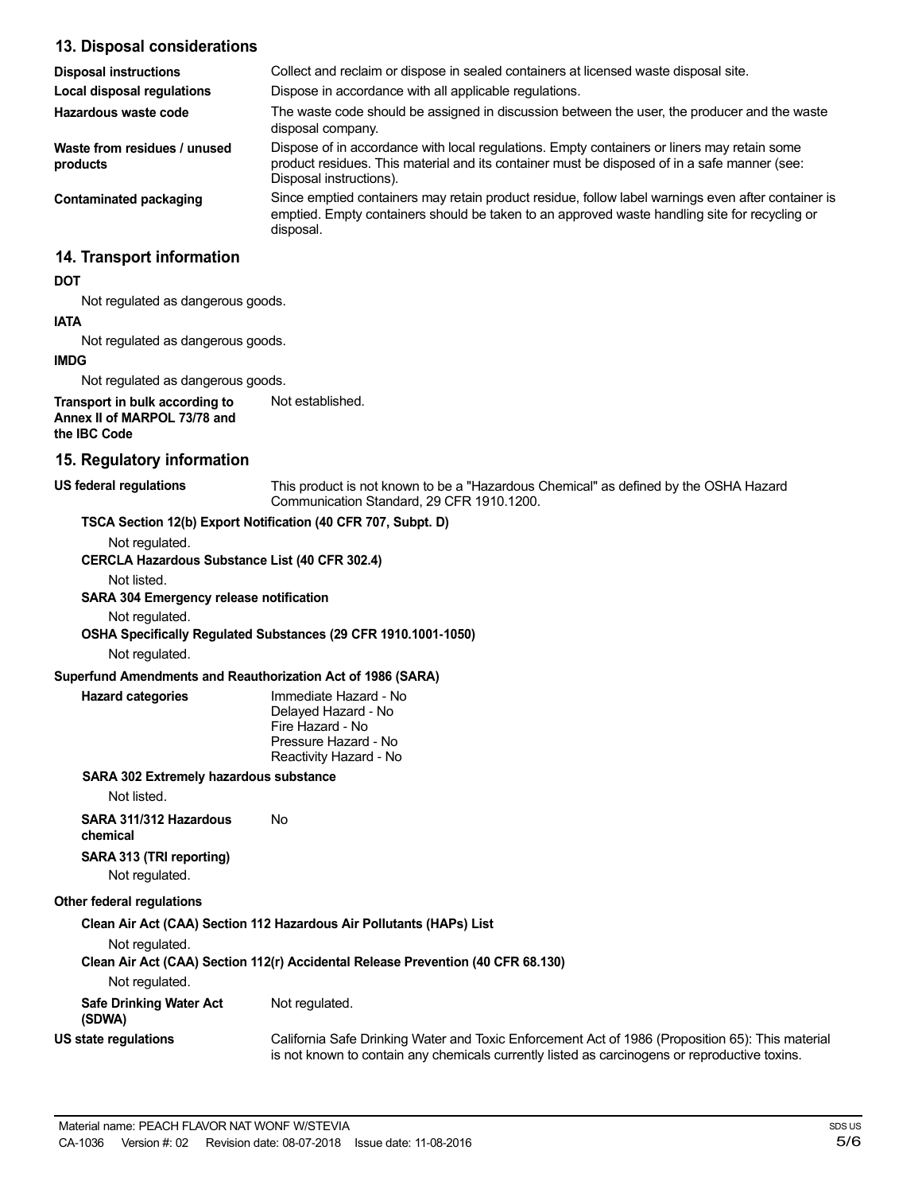## 13. Disposal considerations

| | |
|---|---|
| **Disposal instructions** | Collect and reclaim or dispose in sealed containers at licensed waste disposal site. |
| **Local disposal regulations** | Dispose in accordance with all applicable regulations. |
| **Hazardous waste code** | The waste code should be assigned in discussion between the user, the producer and the waste disposal company. |
| **Waste from residues / unused products** | Dispose of in accordance with local regulations. Empty containers or liners may retain some product residues. This material and its container must be disposed of in a safe manner (see: Disposal instructions). |
| **Contaminated packaging** | Since emptied containers may retain product residue, follow label warnings even after container is emptied. Empty containers should be taken to an approved waste handling site for recycling or disposal. |

## 14. Transport information

**DOT**

Not regulated as dangerous goods.

**IATA**

Not regulated as dangerous goods.

**IMDG**

Not regulated as dangerous goods.

**Transport in bulk according to Annex II of MARPOL 73/78 and the IBC Code** Not established.

## 15. Regulatory information

**US federal regulations** This product is not known to be a "Hazardous Chemical" as defined by the OSHA Hazard Communication Standard, 29 CFR 1910.1200.

**TSCA Section 12(b) Export Notification (40 CFR 707, Subpt. D)**

Not regulated.

**CERCLA Hazardous Substance List (40 CFR 302.4)**

Not listed.

**SARA 304 Emergency release notification**

Not regulated.

**OSHA Specifically Regulated Substances (29 CFR 1910.1001-1050)**

Not regulated.

**Superfund Amendments and Reauthorization Act of 1986 (SARA)**

**Hazard categories**

Immediate Hazard - No
Delayed Hazard - No
Fire Hazard - No
Pressure Hazard - No
Reactivity Hazard - No

**SARA 302 Extremely hazardous substance**

Not listed.

**SARA 311/312 Hazardous chemical** No

**SARA 313 (TRI reporting)**

Not regulated.

**Other federal regulations**

**Clean Air Act (CAA) Section 112 Hazardous Air Pollutants (HAPs) List**

Not regulated.

**Clean Air Act (CAA) Section 112(r) Accidental Release Prevention (40 CFR 68.130)**

Not regulated.

**Safe Drinking Water Act (SDWA)** Not regulated.

**US state regulations** California Safe Drinking Water and Toxic Enforcement Act of 1986 (Proposition 65): This material is not known to contain any chemicals currently listed as carcinogens or reproductive toxins.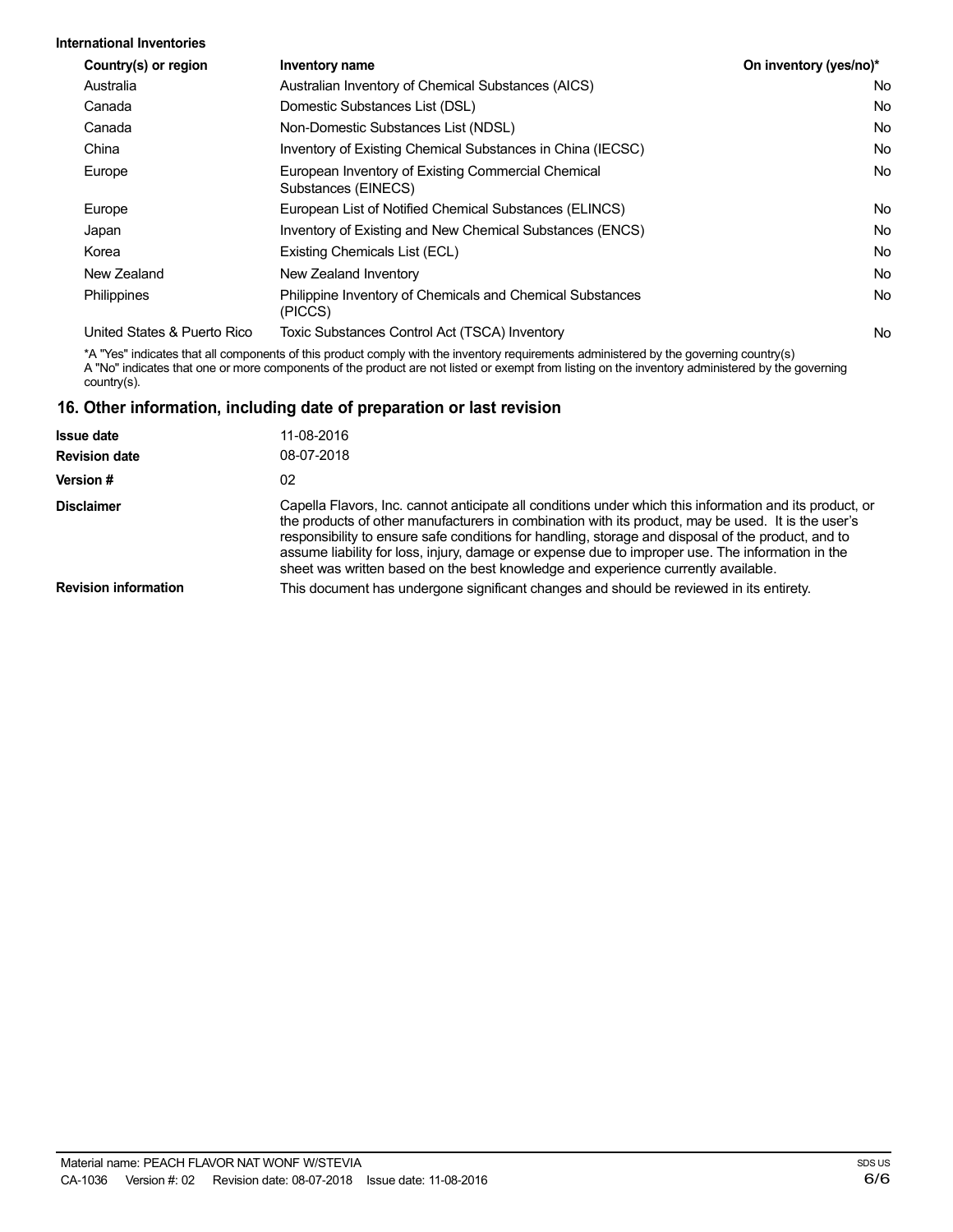**International Inventories**

| Country(s) or region | Inventory name | On inventory (yes/no)* |
| --- | --- | --- |
| Australia | Australian Inventory of Chemical Substances (AICS) | No |
| Canada | Domestic Substances List (DSL) | No |
| Canada | Non-Domestic Substances List (NDSL) | No |
| China | Inventory of Existing Chemical Substances in China (IECSC) | No |
| Europe | European Inventory of Existing Commercial Chemical Substances (EINECS) | No |
| Europe | European List of Notified Chemical Substances (ELINCS) | No |
| Japan | Inventory of Existing and New Chemical Substances (ENCS) | No |
| Korea | Existing Chemicals List (ECL) | No |
| New Zealand | New Zealand Inventory | No |
| Philippines | Philippine Inventory of Chemicals and Chemical Substances (PICCS) | No |
| United States & Puerto Rico | Toxic Substances Control Act (TSCA) Inventory | No |

*A "Yes" indicates that all components of this product comply with the inventory requirements administered by the governing country(s)
A "No" indicates that one or more components of the product are not listed or exempt from listing on the inventory administered by the governing country(s).

## 16. Other information, including date of preparation or last revision

| | |
| --- | --- |
| **Issue date** | 11-08-2016 |
| **Revision date** | 08-07-2018 |
| **Version #** | 02 |
| **Disclaimer** | Capella Flavors, Inc. cannot anticipate all conditions under which this information and its product, or the products of other manufacturers in combination with its product, may be used. It is the user's responsibility to ensure safe conditions for handling, storage and disposal of the product, and to assume liability for loss, injury, damage or expense due to improper use. The information in the sheet was written based on the best knowledge and experience currently available. |
| **Revision information** | This document has undergone significant changes and should be reviewed in its entirety. |